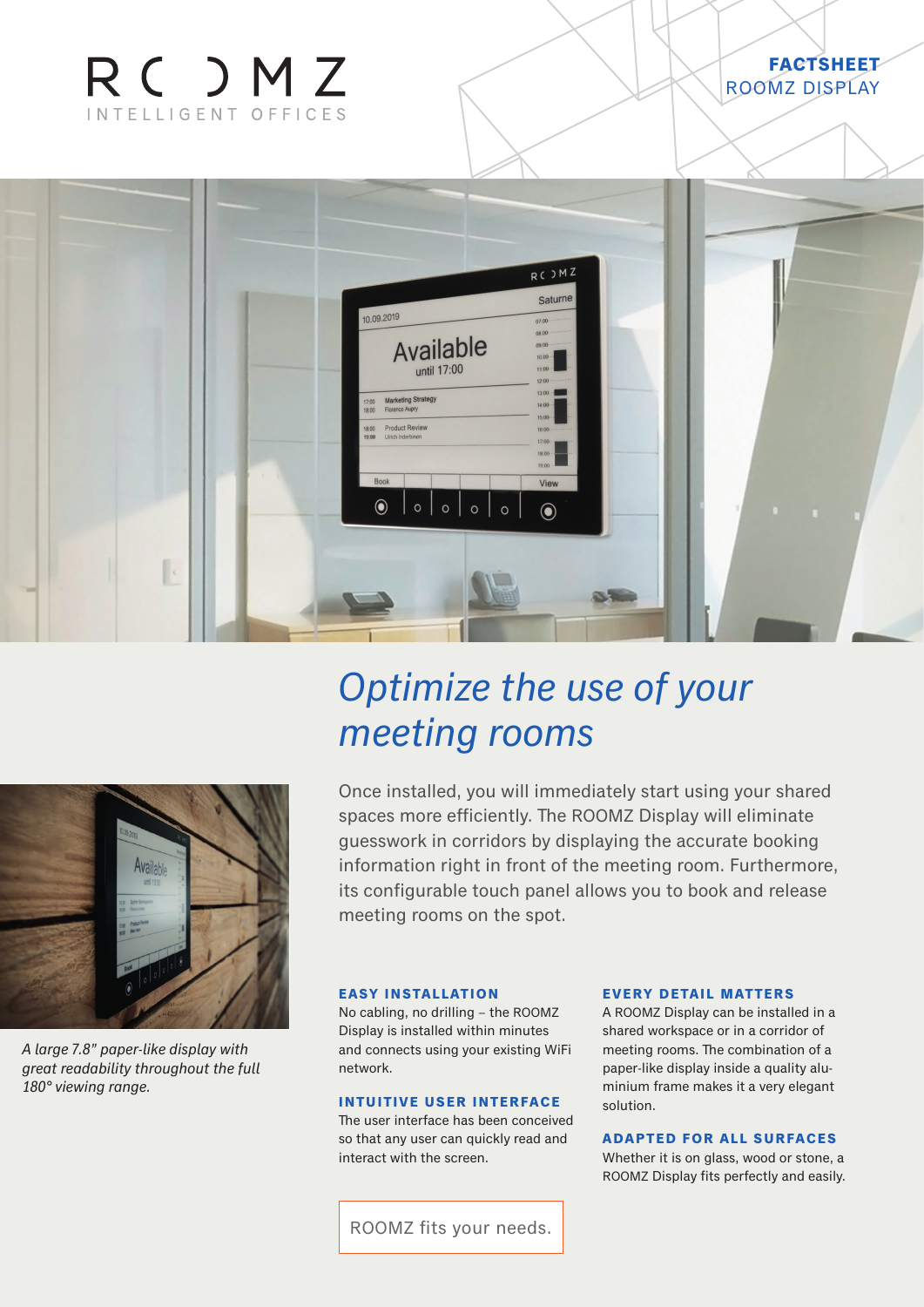ROOMZ
INTELLIGENT OFFICES

**FACTSHEET**
ROOMZ DISPLAY

# Optimize the use of your meeting rooms

Once installed, you will immediately start using your shared spaces more efficiently. The ROOMZ Display will eliminate guesswork in corridors by displaying the accurate booking information right in front of the meeting room. Furthermore, its configurable touch panel allows you to book and release meeting rooms on the spot.

*A large 7.8" paper-like display with great readability throughout the full 180° viewing range.*

### EASY INSTALLATION

No cabling, no drilling – the ROOMZ Display is installed within minutes and connects using your existing WiFi network.

### INTUITIVE USER INTERFACE

The user interface has been conceived so that any user can quickly read and interact with the screen.

### EVERY DETAIL MATTERS

A ROOMZ Display can be installed in a shared workspace or in a corridor of meeting rooms. The combination of a paper-like display inside a quality aluminium frame makes it a very elegant solution.

### ADAPTED FOR ALL SURFACES

Whether it is on glass, wood or stone, a ROOMZ Display fits perfectly and easily.

ROOMZ fits your needs.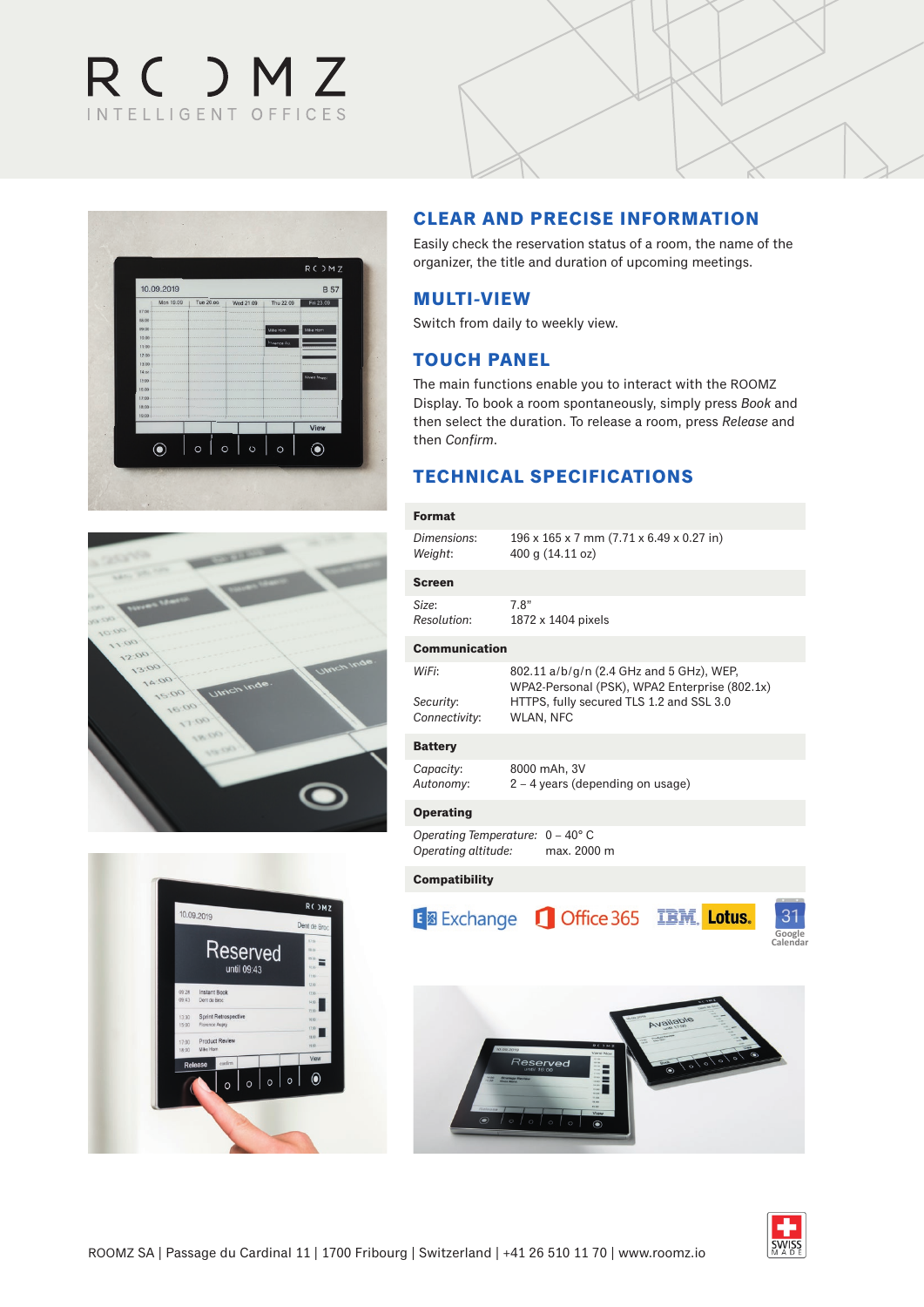ROOMZ

INTELLIGENT OFFICES

## CLEAR AND PRECISE INFORMATION

Easily check the reservation status of a room, the name of the organizer, the title and duration of upcoming meetings.

## MULTI-VIEW

Switch from daily to weekly view.

## TOUCH PANEL

The main functions enable you to interact with the ROOMZ Display. To book a room spontaneously, simply press *Book* and then select the duration. To release a room, press *Release* and then *Confirm*.

## TECHNICAL SPECIFICATIONS

| | |
|---|---|
| **Format** | |
| *Dimensions*: | 196 x 165 x 7 mm (7.71 x 6.49 x 0.27 in) |
| *Weight*: | 400 g (14.11 oz) |
| **Screen** | |
| *Size*: | 7.8" |
| *Resolution*: | 1872 x 1404 pixels |
| **Communication** | |
| *WiFi*: | 802.11 a/b/g/n (2.4 GHz and 5 GHz), WEP, WPA2-Personal (PSK), WPA2 Enterprise (802.1x) |
| *Security*: | HTTPS, fully secured TLS 1.2 and SSL 3.0 |
| *Connectivity*: | WLAN, NFC |
| **Battery** | |
| *Capacity*: | 8000 mAh, 3V |
| *Autonomy*: | 2 – 4 years (depending on usage) |
| **Operating** | |
| *Operating Temperature*: | 0 – 40° C |
| *Operating altitude*: | max. 2000 m |
| **Compatibility** | |

Exchange | Office 365 | IBM. Lotus. | Google Calendar

ROOMZ SA | Passage du Cardinal 11 | 1700 Fribourg | Switzerland | +41 26 510 11 70 | www.roomz.io

SWISS MADE